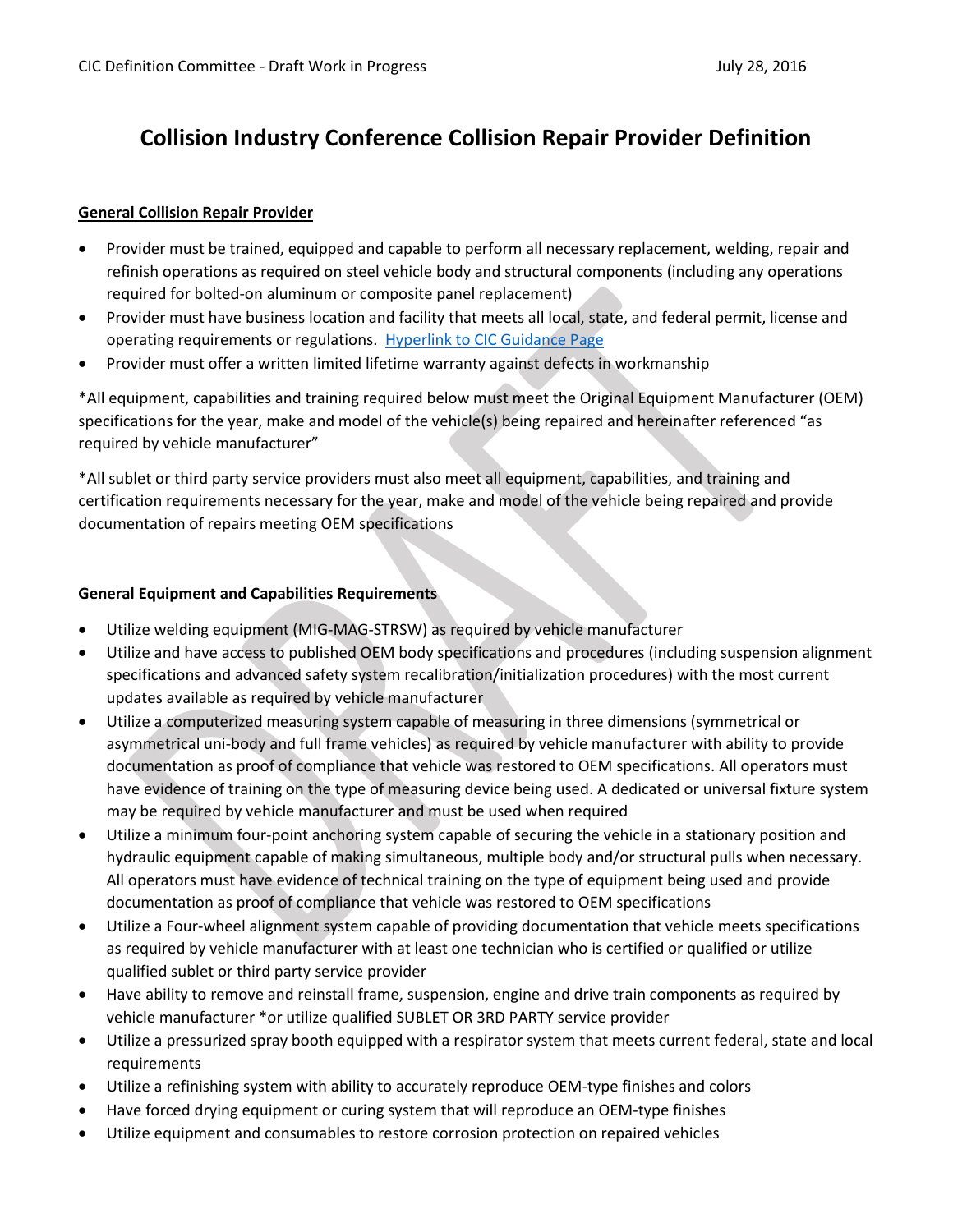# Collision Industry Conference Collision Repair Provider Definition

## General Collision Repair Provider

- Provider must be trained, equipped and capable to perform all necessary replacement, welding, repair and refinish operations as required on steel vehicle body and structural components (including any operations required for bolted-on aluminum or composite panel replacement)
- Provider must have business location and facility that meets all local, state, and federal permit, license and operating requirements or regulations. Hyperlink to CIC Guidance Page
- Provider must offer a written limited lifetime warranty against defects in workmanship

*All equipment, capabilities and training required below must meet the Original Equipment Manufacturer (OEM) specifications for the year, make and model of the vehicle(s) being repaired and hereinafter referenced "as required by vehicle manufacturer"

*All sublet or third party service providers must also meet all equipment, capabilities, and training and certification requirements necessary for the year, make and model of the vehicle being repaired and provide documentation of repairs meeting OEM specifications

### General Equipment and Capabilities Requirements

- Utilize welding equipment (MIG-MAG-STRSW) as required by vehicle manufacturer
- Utilize and have access to published OEM body specifications and procedures (including suspension alignment specifications and advanced safety system recalibration/initialization procedures) with the most current updates available as required by vehicle manufacturer
- Utilize a computerized measuring system capable of measuring in three dimensions (symmetrical or asymmetrical uni-body and full frame vehicles) as required by vehicle manufacturer with ability to provide documentation as proof of compliance that vehicle was restored to OEM specifications. All operators must have evidence of training on the type of measuring device being used. A dedicated or universal fixture system may be required by vehicle manufacturer and must be used when required
- Utilize a minimum four-point anchoring system capable of securing the vehicle in a stationary position and hydraulic equipment capable of making simultaneous, multiple body and/or structural pulls when necessary. All operators must have evidence of technical training on the type of equipment being used and provide documentation as proof of compliance that vehicle was restored to OEM specifications
- Utilize a Four-wheel alignment system capable of providing documentation that vehicle meets specifications as required by vehicle manufacturer with at least one technician who is certified or qualified or utilize qualified sublet or third party service provider
- Have ability to remove and reinstall frame, suspension, engine and drive train components as required by vehicle manufacturer *or utilize qualified SUBLET OR 3RD PARTY service provider
- Utilize a pressurized spray booth equipped with a respirator system that meets current federal, state and local requirements
- Utilize a refinishing system with ability to accurately reproduce OEM-type finishes and colors
- Have forced drying equipment or curing system that will reproduce an OEM-type finishes
- Utilize equipment and consumables to restore corrosion protection on repaired vehicles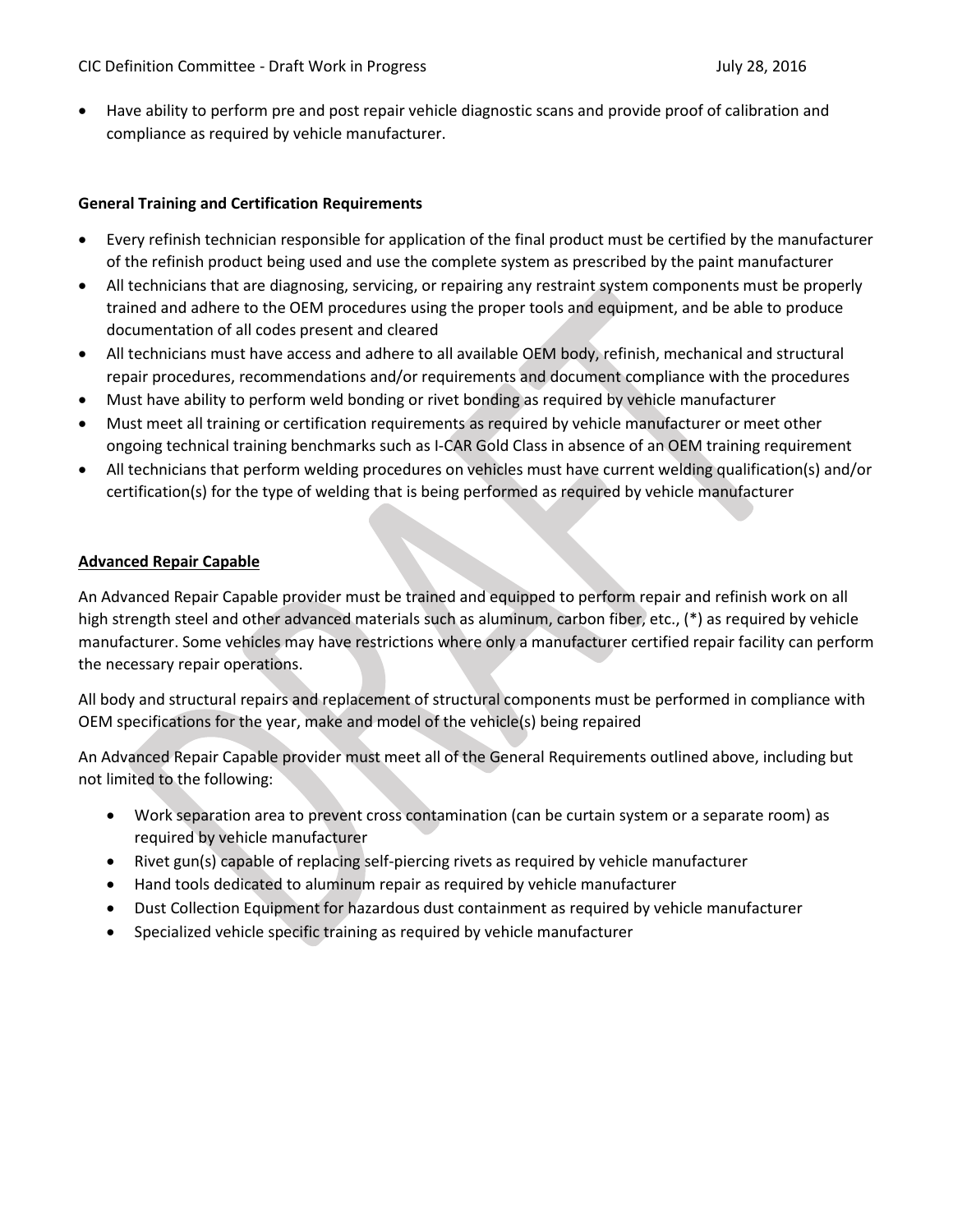- Have ability to perform pre and post repair vehicle diagnostic scans and provide proof of calibration and compliance as required by vehicle manufacturer.

**General Training and Certification Requirements**

- Every refinish technician responsible for application of the final product must be certified by the manufacturer of the refinish product being used and use the complete system as prescribed by the paint manufacturer
- All technicians that are diagnosing, servicing, or repairing any restraint system components must be properly trained and adhere to the OEM procedures using the proper tools and equipment, and be able to produce documentation of all codes present and cleared
- All technicians must have access and adhere to all available OEM body, refinish, mechanical and structural repair procedures, recommendations and/or requirements and document compliance with the procedures
- Must have ability to perform weld bonding or rivet bonding as required by vehicle manufacturer
- Must meet all training or certification requirements as required by vehicle manufacturer or meet other ongoing technical training benchmarks such as I-CAR Gold Class in absence of an OEM training requirement
- All technicians that perform welding procedures on vehicles must have current welding qualification(s) and/or certification(s) for the type of welding that is being performed as required by vehicle manufacturer

**Advanced Repair Capable**

An Advanced Repair Capable provider must be trained and equipped to perform repair and refinish work on all high strength steel and other advanced materials such as aluminum, carbon fiber, etc., (*) as required by vehicle manufacturer. Some vehicles may have restrictions where only a manufacturer certified repair facility can perform the necessary repair operations.

All body and structural repairs and replacement of structural components must be performed in compliance with OEM specifications for the year, make and model of the vehicle(s) being repaired

An Advanced Repair Capable provider must meet all of the General Requirements outlined above, including but not limited to the following:

- Work separation area to prevent cross contamination (can be curtain system or a separate room) as required by vehicle manufacturer
- Rivet gun(s) capable of replacing self-piercing rivets as required by vehicle manufacturer
- Hand tools dedicated to aluminum repair as required by vehicle manufacturer
- Dust Collection Equipment for hazardous dust containment as required by vehicle manufacturer
- Specialized vehicle specific training as required by vehicle manufacturer